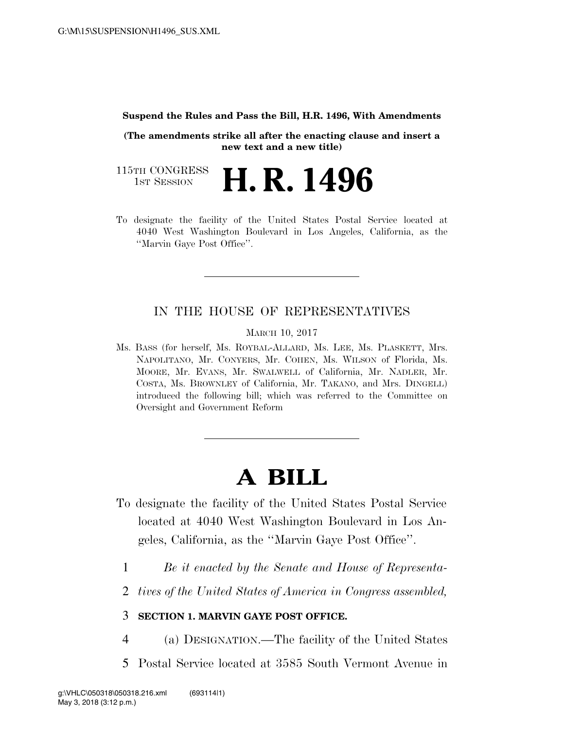**Suspend the Rules and Pass the Bill, H.R. 1496, With Amendments**

**(The amendments strike all after the enacting clause and insert a new text and a new title)**

115TH CONGRESS
1ST SESSION

# H. R. 1496

To designate the facility of the United States Postal Service located at 4040 West Washington Boulevard in Los Angeles, California, as the ''Marvin Gaye Post Office''.

---

IN THE HOUSE OF REPRESENTATIVES

MARCH 10, 2017

Ms. BASS (for herself, Ms. ROYBAL-ALLARD, Ms. LEE, Ms. PLASKETT, Mrs. NAPOLITANO, Mr. CONYERS, Mr. COHEN, Ms. WILSON of Florida, Ms. MOORE, Mr. EVANS, Mr. SWALWELL of California, Mr. NADLER, Mr. COSTA, Ms. BROWNLEY of California, Mr. TAKANO, and Mrs. DINGELL) introduced the following bill; which was referred to the Committee on Oversight and Government Reform

---

# A BILL

To designate the facility of the United States Postal Service located at 4040 West Washington Boulevard in Los Angeles, California, as the ''Marvin Gaye Post Office''.

1 *Be it enacted by the Senate and House of Representa-*
2 *tives of the United States of America in Congress assembled,*

3 **SECTION 1. MARVIN GAYE POST OFFICE.**

4 (a) DESIGNATION.—The facility of the United States
5 Postal Service located at 3585 South Vermont Avenue in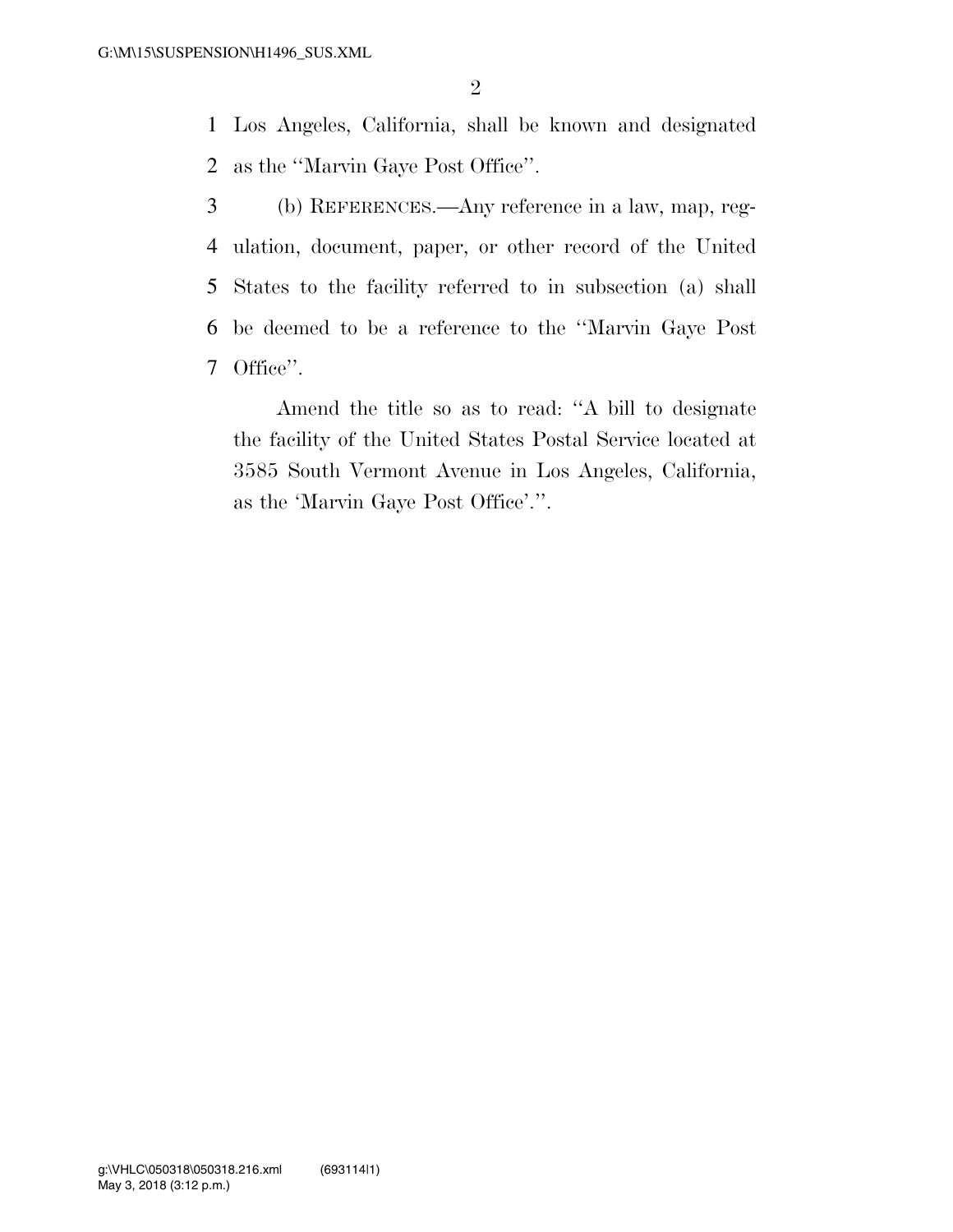Los Angeles, California, shall be known and designated as the ''Marvin Gaye Post Office''.

(b) REFERENCES.—Any reference in a law, map, regulation, document, paper, or other record of the United States to the facility referred to in subsection (a) shall be deemed to be a reference to the ''Marvin Gaye Post Office''.

Amend the title so as to read: ''A bill to designate the facility of the United States Postal Service located at 3585 South Vermont Avenue in Los Angeles, California, as the 'Marvin Gaye Post Office'.''.